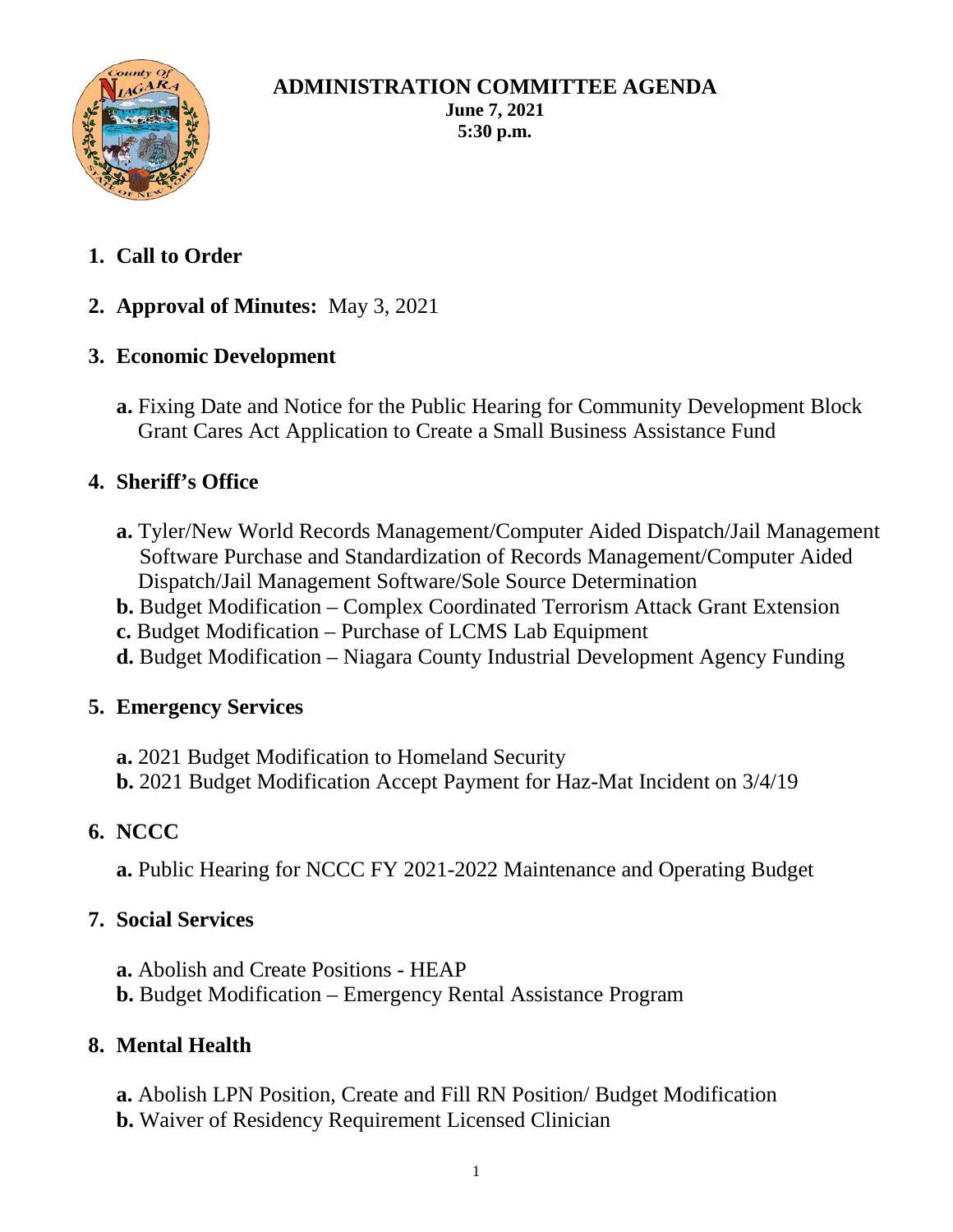# ADMINISTRATION COMMITTEE AGENDA

**June 7, 2021**
**5:30 p.m.**

1. **Call to Order**

2. **Approval of Minutes:** May 3, 2021

3. **Economic Development**

   **a.** Fixing Date and Notice for the Public Hearing for Community Development Block Grant Cares Act Application to Create a Small Business Assistance Fund

4. **Sheriff's Office**

   **a.** Tyler/New World Records Management/Computer Aided Dispatch/Jail Management Software Purchase and Standardization of Records Management/Computer Aided Dispatch/Jail Management Software/Sole Source Determination
   **b.** Budget Modification – Complex Coordinated Terrorism Attack Grant Extension
   **c.** Budget Modification – Purchase of LCMS Lab Equipment
   **d.** Budget Modification – Niagara County Industrial Development Agency Funding

5. **Emergency Services**

   **a.** 2021 Budget Modification to Homeland Security
   **b.** 2021 Budget Modification Accept Payment for Haz-Mat Incident on 3/4/19

6. **NCCC**

   **a.** Public Hearing for NCCC FY 2021-2022 Maintenance and Operating Budget

7. **Social Services**

   **a.** Abolish and Create Positions - HEAP
   **b.** Budget Modification – Emergency Rental Assistance Program

8. **Mental Health**

   **a.** Abolish LPN Position, Create and Fill RN Position/ Budget Modification
   **b.** Waiver of Residency Requirement Licensed Clinician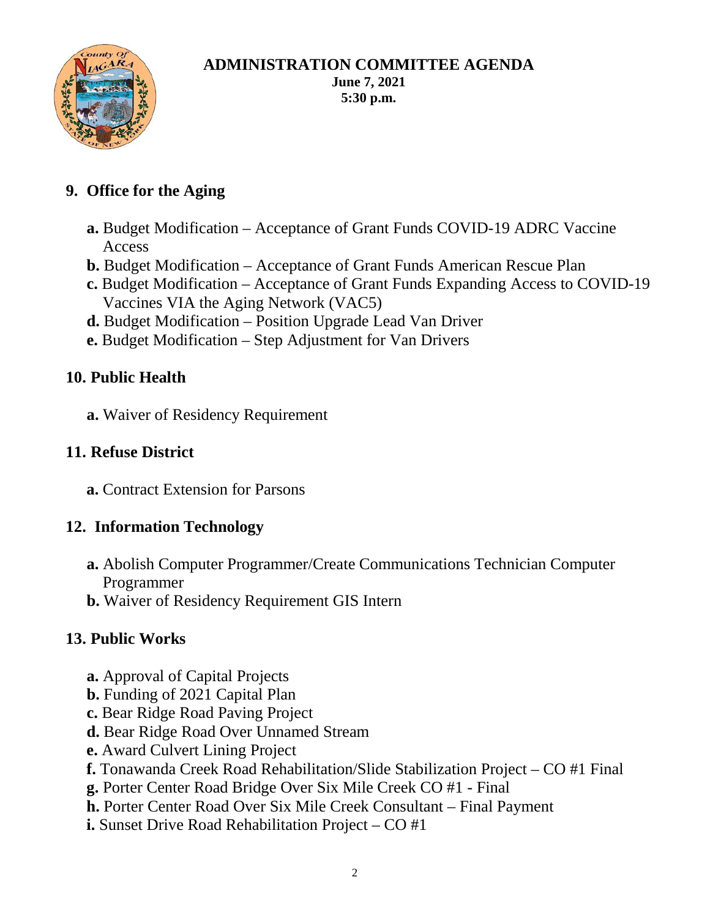# ADMINISTRATION COMMITTEE AGENDA

**June 7, 2021**
**5:30 p.m.**

## 9. Office for the Aging

- **a.** Budget Modification – Acceptance of Grant Funds COVID-19 ADRC Vaccine Access
- **b.** Budget Modification – Acceptance of Grant Funds American Rescue Plan
- **c.** Budget Modification – Acceptance of Grant Funds Expanding Access to COVID-19 Vaccines VIA the Aging Network (VAC5)
- **d.** Budget Modification – Position Upgrade Lead Van Driver
- **e.** Budget Modification – Step Adjustment for Van Drivers

## 10. Public Health

- **a.** Waiver of Residency Requirement

## 11. Refuse District

- **a.** Contract Extension for Parsons

## 12. Information Technology

- **a.** Abolish Computer Programmer/Create Communications Technician Computer Programmer
- **b.** Waiver of Residency Requirement GIS Intern

## 13. Public Works

- **a.** Approval of Capital Projects
- **b.** Funding of 2021 Capital Plan
- **c.** Bear Ridge Road Paving Project
- **d.** Bear Ridge Road Over Unnamed Stream
- **e.** Award Culvert Lining Project
- **f.** Tonawanda Creek Road Rehabilitation/Slide Stabilization Project – CO #1 Final
- **g.** Porter Center Road Bridge Over Six Mile Creek CO #1 - Final
- **h.** Porter Center Road Over Six Mile Creek Consultant – Final Payment
- **i.** Sunset Drive Road Rehabilitation Project – CO #1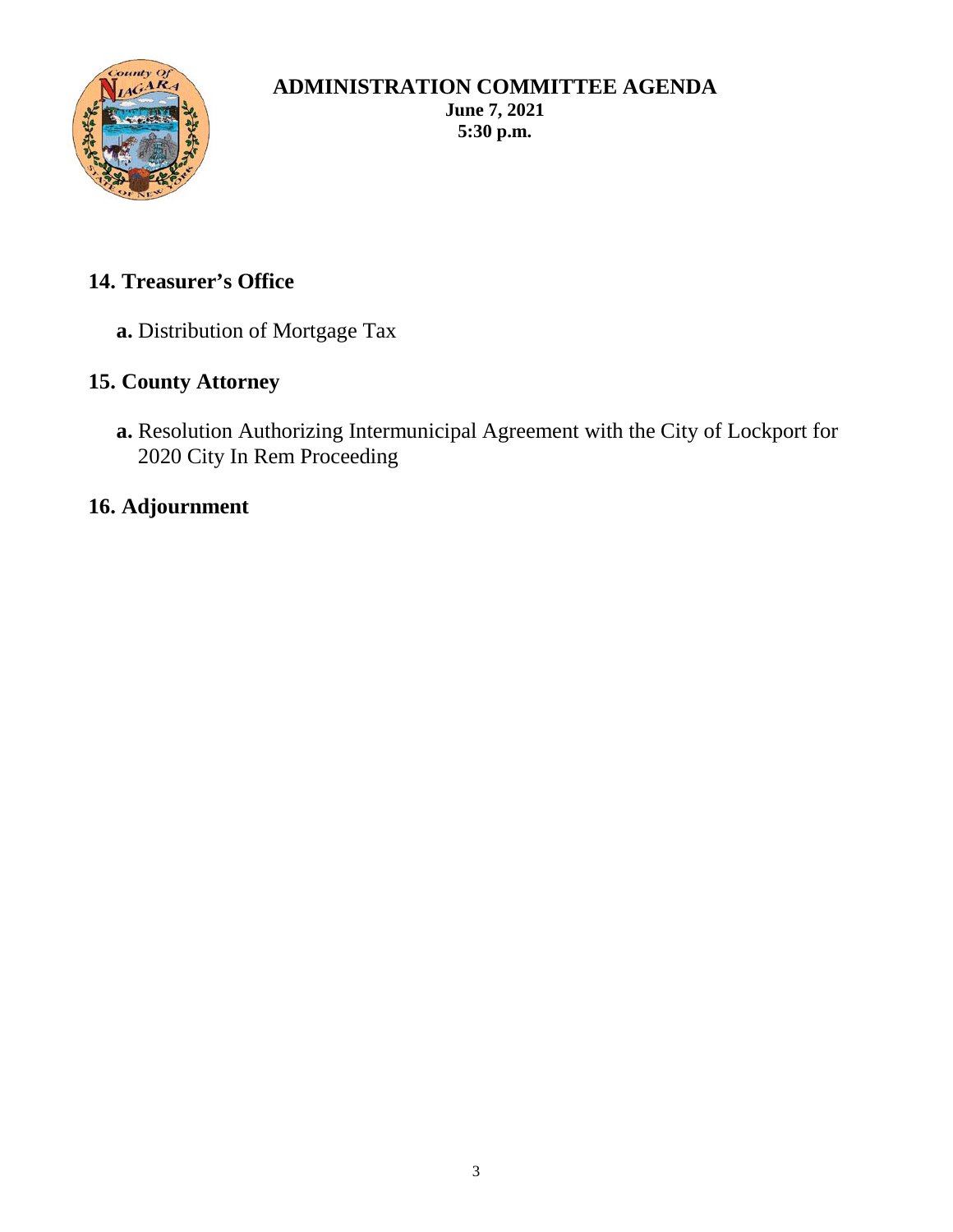# ADMINISTRATION COMMITTEE AGENDA

**June 7, 2021**
**5:30 p.m.**

## 14. Treasurer's Office

**a.** Distribution of Mortgage Tax

## 15. County Attorney

**a.** Resolution Authorizing Intermunicipal Agreement with the City of Lockport for 2020 City In Rem Proceeding

## 16. Adjournment